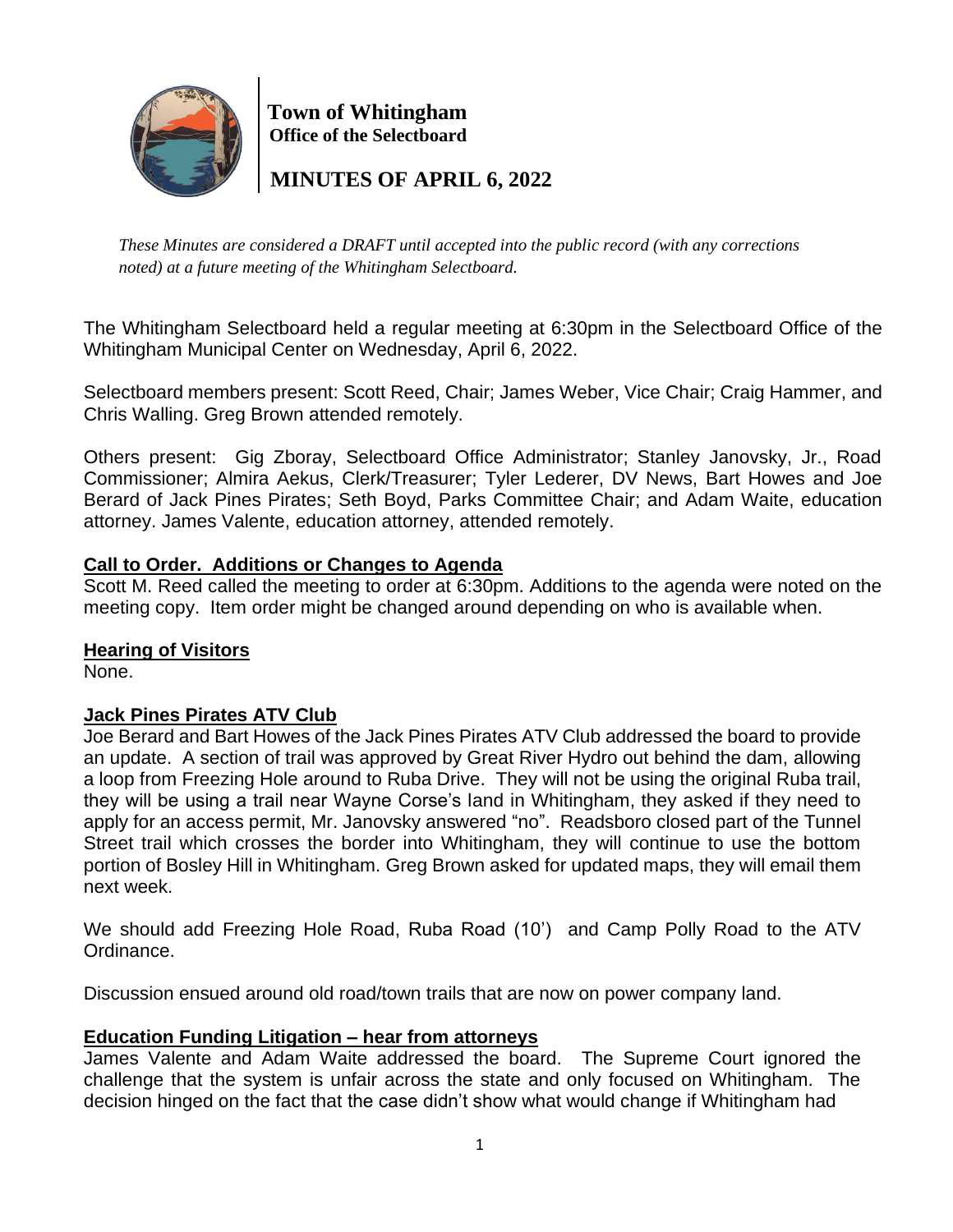**Town of Whitingham**
**Office of the Selectboard**

# MINUTES OF APRIL 6, 2022

*These Minutes are considered a DRAFT until accepted into the public record (with any corrections noted) at a future meeting of the Whitingham Selectboard.*

The Whitingham Selectboard held a regular meeting at 6:30pm in the Selectboard Office of the Whitingham Municipal Center on Wednesday, April 6, 2022.

Selectboard members present: Scott Reed, Chair; James Weber, Vice Chair; Craig Hammer, and Chris Walling. Greg Brown attended remotely.

Others present: Gig Zboray, Selectboard Office Administrator; Stanley Janovsky, Jr., Road Commissioner; Almira Aekus, Clerk/Treasurer; Tyler Lederer, DV News, Bart Howes and Joe Berard of Jack Pines Pirates; Seth Boyd, Parks Committee Chair; and Adam Waite, education attorney. James Valente, education attorney, attended remotely.

**Call to Order. Additions or Changes to Agenda**

Scott M. Reed called the meeting to order at 6:30pm. Additions to the agenda were noted on the meeting copy. Item order might be changed around depending on who is available when.

**Hearing of Visitors**

None.

**Jack Pines Pirates ATV Club**

Joe Berard and Bart Howes of the Jack Pines Pirates ATV Club addressed the board to provide an update. A section of trail was approved by Great River Hydro out behind the dam, allowing a loop from Freezing Hole around to Ruba Drive. They will not be using the original Ruba trail, they will be using a trail near Wayne Corse's land in Whitingham, they asked if they need to apply for an access permit, Mr. Janovsky answered "no". Readsboro closed part of the Tunnel Street trail which crosses the border into Whitingham, they will continue to use the bottom portion of Bosley Hill in Whitingham. Greg Brown asked for updated maps, they will email them next week.

We should add Freezing Hole Road, Ruba Road (10') and Camp Polly Road to the ATV Ordinance.

Discussion ensued around old road/town trails that are now on power company land.

**Education Funding Litigation – hear from attorneys**

James Valente and Adam Waite addressed the board. The Supreme Court ignored the challenge that the system is unfair across the state and only focused on Whitingham. The decision hinged on the fact that the case didn't show what would change if Whitingham had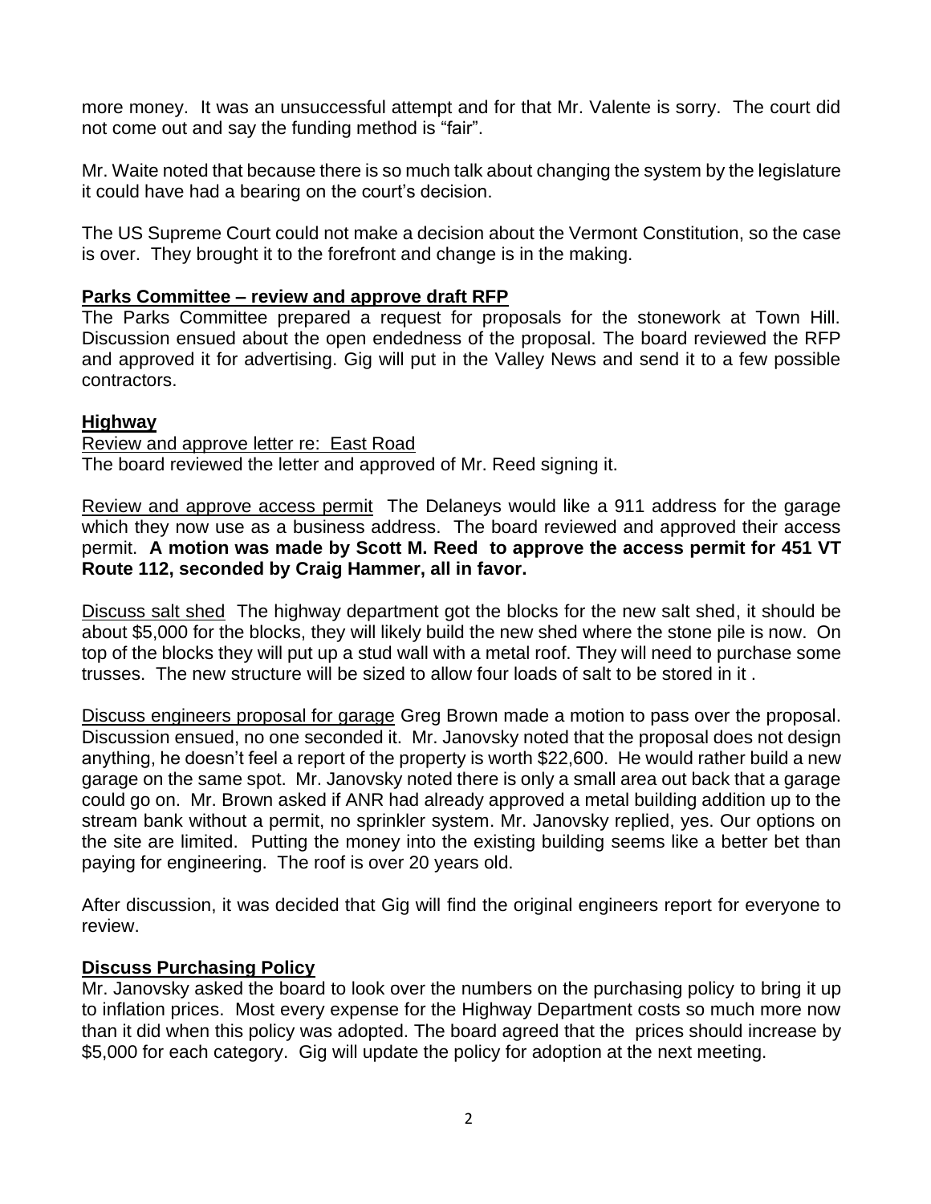more money. It was an unsuccessful attempt and for that Mr. Valente is sorry. The court did not come out and say the funding method is "fair".

Mr. Waite noted that because there is so much talk about changing the system by the legislature it could have had a bearing on the court's decision.

The US Supreme Court could not make a decision about the Vermont Constitution, so the case is over. They brought it to the forefront and change is in the making.

## Parks Committee – review and approve draft RFP

The Parks Committee prepared a request for proposals for the stonework at Town Hill. Discussion ensued about the open endedness of the proposal. The board reviewed the RFP and approved it for advertising. Gig will put in the Valley News and send it to a few possible contractors.

## Highway

Review and approve letter re: East Road

The board reviewed the letter and approved of Mr. Reed signing it.

Review and approve access permit The Delaneys would like a 911 address for the garage which they now use as a business address. The board reviewed and approved their access permit. **A motion was made by Scott M. Reed to approve the access permit for 451 VT Route 112, seconded by Craig Hammer, all in favor.**

Discuss salt shed The highway department got the blocks for the new salt shed, it should be about $5,000 for the blocks, they will likely build the new shed where the stone pile is now. On top of the blocks they will put up a stud wall with a metal roof. They will need to purchase some trusses. The new structure will be sized to allow four loads of salt to be stored in it .

Discuss engineers proposal for garage Greg Brown made a motion to pass over the proposal. Discussion ensued, no one seconded it. Mr. Janovsky noted that the proposal does not design anything, he doesn't feel a report of the property is worth $22,600. He would rather build a new garage on the same spot. Mr. Janovsky noted there is only a small area out back that a garage could go on. Mr. Brown asked if ANR had already approved a metal building addition up to the stream bank without a permit, no sprinkler system. Mr. Janovsky replied, yes. Our options on the site are limited. Putting the money into the existing building seems like a better bet than paying for engineering. The roof is over 20 years old.

After discussion, it was decided that Gig will find the original engineers report for everyone to review.

## Discuss Purchasing Policy

Mr. Janovsky asked the board to look over the numbers on the purchasing policy to bring it up to inflation prices. Most every expense for the Highway Department costs so much more now than it did when this policy was adopted. The board agreed that the prices should increase by $5,000 for each category. Gig will update the policy for adoption at the next meeting.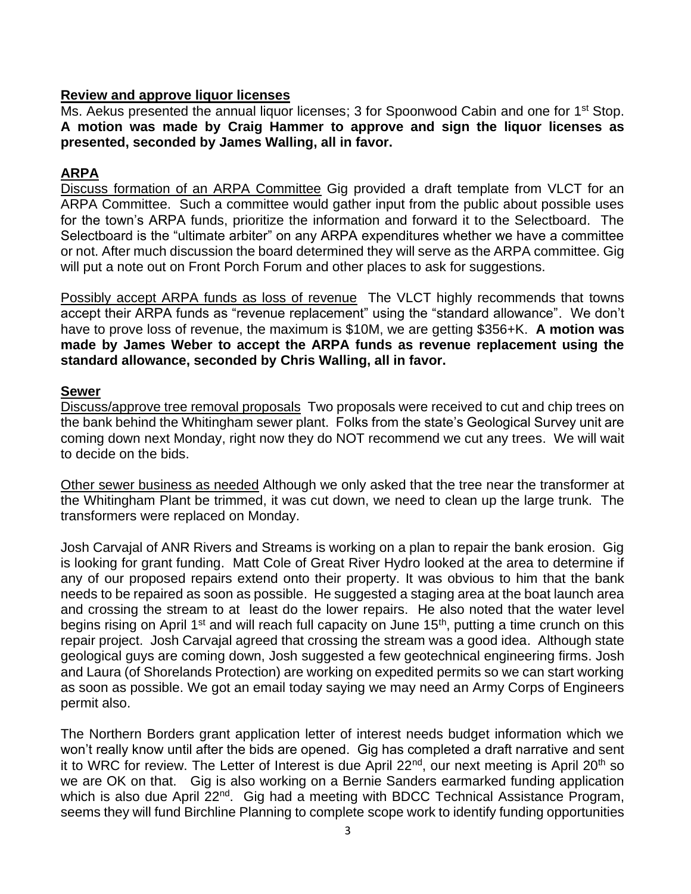**Review and approve liquor licenses**

Ms. Aekus presented the annual liquor licenses; 3 for Spoonwood Cabin and one for 1st Stop. **A motion was made by Craig Hammer to approve and sign the liquor licenses as presented, seconded by James Walling, all in favor.**

**ARPA**

Discuss formation of an ARPA Committee Gig provided a draft template from VLCT for an ARPA Committee. Such a committee would gather input from the public about possible uses for the town's ARPA funds, prioritize the information and forward it to the Selectboard. The Selectboard is the "ultimate arbiter" on any ARPA expenditures whether we have a committee or not. After much discussion the board determined they will serve as the ARPA committee. Gig will put a note out on Front Porch Forum and other places to ask for suggestions.

Possibly accept ARPA funds as loss of revenue The VLCT highly recommends that towns accept their ARPA funds as "revenue replacement" using the "standard allowance". We don't have to prove loss of revenue, the maximum is $10M, we are getting $356+K. **A motion was made by James Weber to accept the ARPA funds as revenue replacement using the standard allowance, seconded by Chris Walling, all in favor.**

**Sewer**

Discuss/approve tree removal proposals Two proposals were received to cut and chip trees on the bank behind the Whitingham sewer plant. Folks from the state's Geological Survey unit are coming down next Monday, right now they do NOT recommend we cut any trees. We will wait to decide on the bids.

Other sewer business as needed Although we only asked that the tree near the transformer at the Whitingham Plant be trimmed, it was cut down, we need to clean up the large trunk. The transformers were replaced on Monday.

Josh Carvajal of ANR Rivers and Streams is working on a plan to repair the bank erosion. Gig is looking for grant funding. Matt Cole of Great River Hydro looked at the area to determine if any of our proposed repairs extend onto their property. It was obvious to him that the bank needs to be repaired as soon as possible. He suggested a staging area at the boat launch area and crossing the stream to at least do the lower repairs. He also noted that the water level begins rising on April 1st and will reach full capacity on June 15th, putting a time crunch on this repair project. Josh Carvajal agreed that crossing the stream was a good idea. Although state geological guys are coming down, Josh suggested a few geotechnical engineering firms. Josh and Laura (of Shorelands Protection) are working on expedited permits so we can start working as soon as possible. We got an email today saying we may need an Army Corps of Engineers permit also.

The Northern Borders grant application letter of interest needs budget information which we won't really know until after the bids are opened. Gig has completed a draft narrative and sent it to WRC for review. The Letter of Interest is due April 22nd, our next meeting is April 20th so we are OK on that. Gig is also working on a Bernie Sanders earmarked funding application which is also due April 22nd. Gig had a meeting with BDCC Technical Assistance Program, seems they will fund Birchline Planning to complete scope work to identify funding opportunities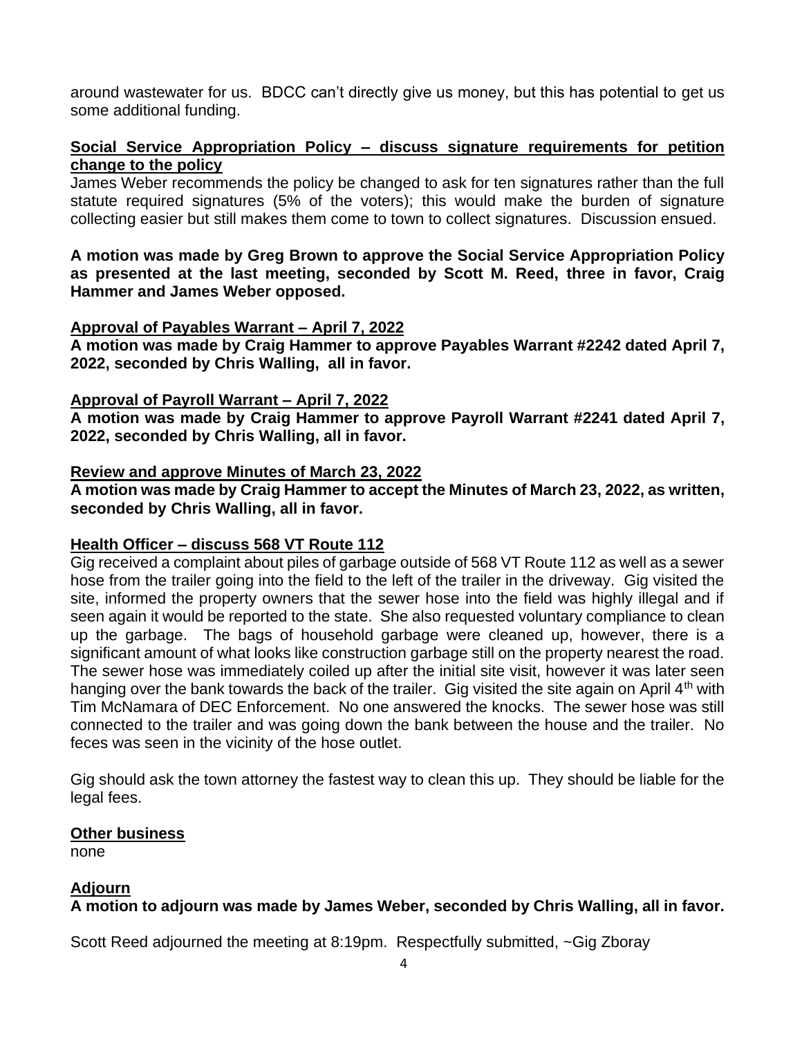around wastewater for us. BDCC can't directly give us money, but this has potential to get us some additional funding.

**Social Service Appropriation Policy – discuss signature requirements for petition change to the policy**

James Weber recommends the policy be changed to ask for ten signatures rather than the full statute required signatures (5% of the voters); this would make the burden of signature collecting easier but still makes them come to town to collect signatures. Discussion ensued.

**A motion was made by Greg Brown to approve the Social Service Appropriation Policy as presented at the last meeting, seconded by Scott M. Reed, three in favor, Craig Hammer and James Weber opposed.**

**Approval of Payables Warrant – April 7, 2022**

**A motion was made by Craig Hammer to approve Payables Warrant #2242 dated April 7, 2022, seconded by Chris Walling, all in favor.**

**Approval of Payroll Warrant – April 7, 2022**

**A motion was made by Craig Hammer to approve Payroll Warrant #2241 dated April 7, 2022, seconded by Chris Walling, all in favor.**

**Review and approve Minutes of March 23, 2022**

**A motion was made by Craig Hammer to accept the Minutes of March 23, 2022, as written, seconded by Chris Walling, all in favor.**

**Health Officer – discuss 568 VT Route 112**

Gig received a complaint about piles of garbage outside of 568 VT Route 112 as well as a sewer hose from the trailer going into the field to the left of the trailer in the driveway. Gig visited the site, informed the property owners that the sewer hose into the field was highly illegal and if seen again it would be reported to the state. She also requested voluntary compliance to clean up the garbage. The bags of household garbage were cleaned up, however, there is a significant amount of what looks like construction garbage still on the property nearest the road. The sewer hose was immediately coiled up after the initial site visit, however it was later seen hanging over the bank towards the back of the trailer. Gig visited the site again on April 4th with Tim McNamara of DEC Enforcement. No one answered the knocks. The sewer hose was still connected to the trailer and was going down the bank between the house and the trailer. No feces was seen in the vicinity of the hose outlet.

Gig should ask the town attorney the fastest way to clean this up. They should be liable for the legal fees.

**Other business**

none

**Adjourn**

**A motion to adjourn was made by James Weber, seconded by Chris Walling, all in favor.**

Scott Reed adjourned the meeting at 8:19pm. Respectfully submitted, ~Gig Zboray